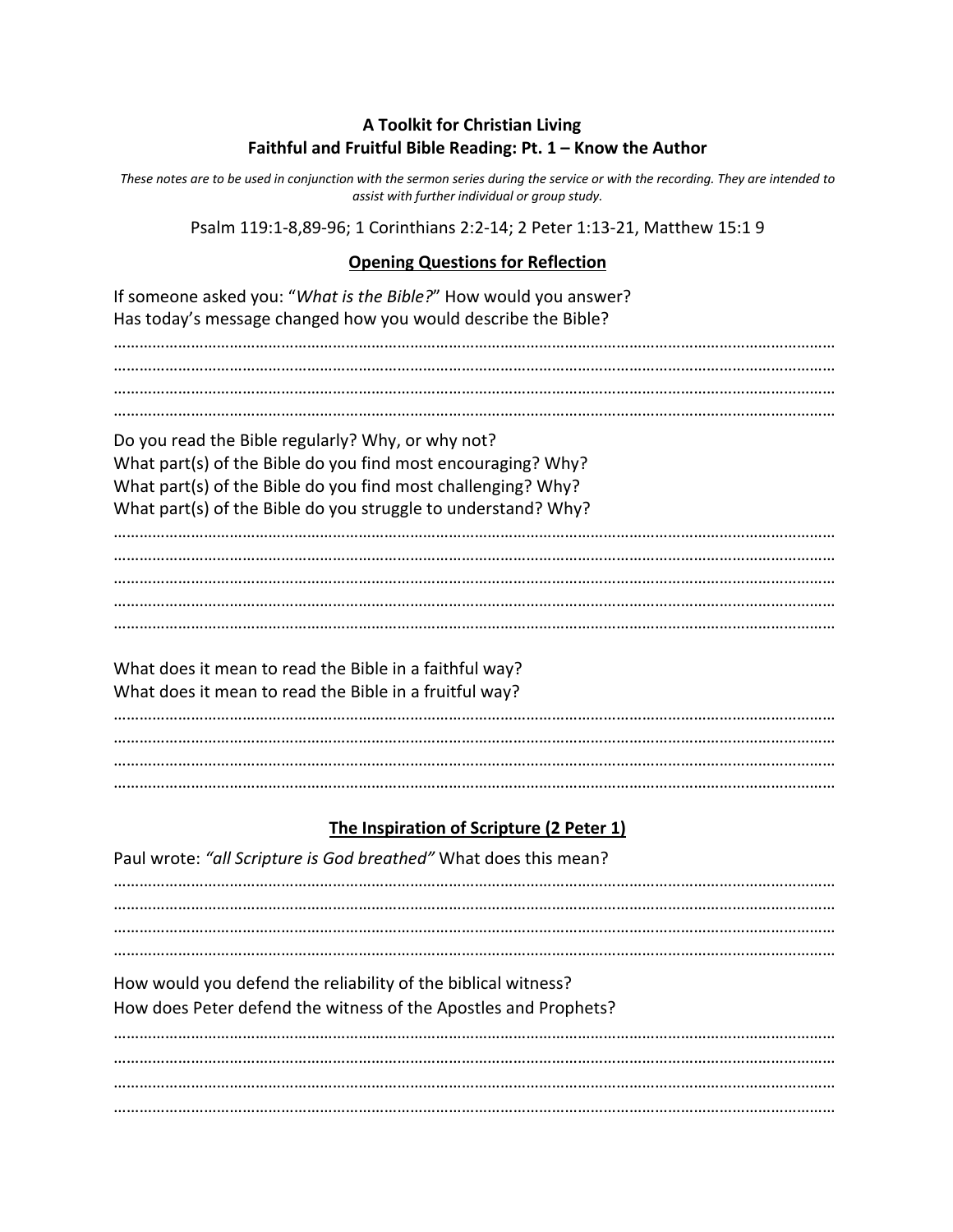**A Toolkit for Christian Living**
**Faithful and Fruitful Bible Reading: Pt. 1 – Know the Author**

*These notes are to be used in conjunction with the sermon series during the service or with the recording. They are intended to assist with further individual or group study.*

Psalm 119:1-8,89-96; 1 Corinthians 2:2-14; 2 Peter 1:13-21, Matthew 15:1 9

## Opening Questions for Reflection

If someone asked you: "*What is the Bible?*" How would you answer?
Has today's message changed how you would describe the Bible?

…………………………………………………………………………………………………………………………………………
…………………………………………………………………………………………………………………………………………
…………………………………………………………………………………………………………………………………………
…………………………………………………………………………………………………………………………………………

Do you read the Bible regularly? Why, or why not?
What part(s) of the Bible do you find most encouraging? Why?
What part(s) of the Bible do you find most challenging? Why?
What part(s) of the Bible do you struggle to understand? Why?

…………………………………………………………………………………………………………………………………………
…………………………………………………………………………………………………………………………………………
…………………………………………………………………………………………………………………………………………
…………………………………………………………………………………………………………………………………………
…………………………………………………………………………………………………………………………………………

What does it mean to read the Bible in a faithful way?
What does it mean to read the Bible in a fruitful way?

…………………………………………………………………………………………………………………………………………
…………………………………………………………………………………………………………………………………………
…………………………………………………………………………………………………………………………………………
…………………………………………………………………………………………………………………………………………

## The Inspiration of Scripture (2 Peter 1)

Paul wrote: *"all Scripture is God breathed"* What does this mean?

…………………………………………………………………………………………………………………………………………
…………………………………………………………………………………………………………………………………………
…………………………………………………………………………………………………………………………………………
…………………………………………………………………………………………………………………………………………

How would you defend the reliability of the biblical witness?
How does Peter defend the witness of the Apostles and Prophets?

…………………………………………………………………………………………………………………………………………
…………………………………………………………………………………………………………………………………………
…………………………………………………………………………………………………………………………………………
…………………………………………………………………………………………………………………………………………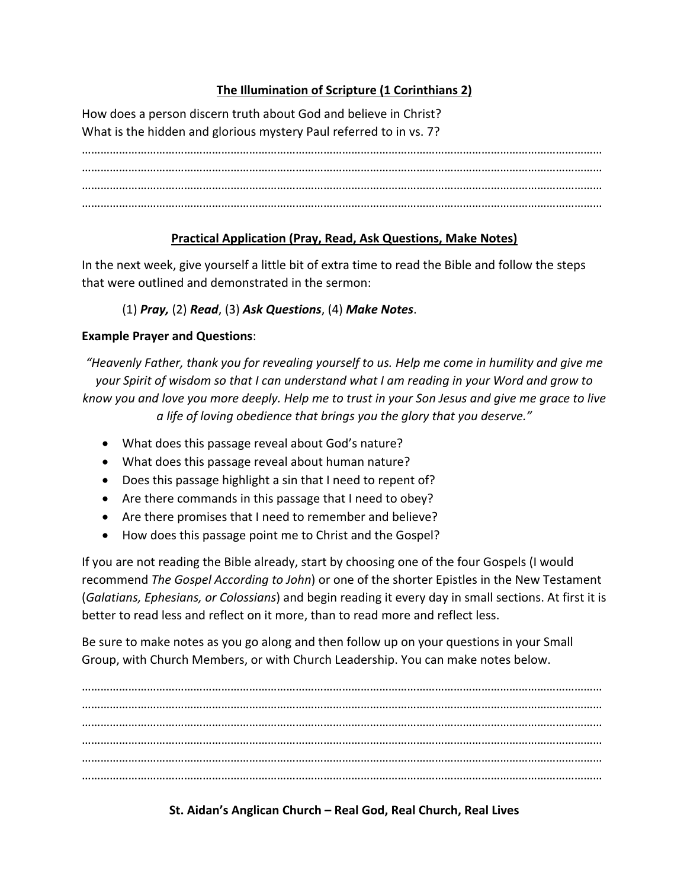## The Illumination of Scripture (1 Corinthians 2)

How does a person discern truth about God and believe in Christ?
What is the hidden and glorious mystery Paul referred to in vs. 7?

……………………………………………………………………………………………………………………………………………………
……………………………………………………………………………………………………………………………………………………
……………………………………………………………………………………………………………………………………………………
……………………………………………………………………………………………………………………………………………………

## Practical Application (Pray, Read, Ask Questions, Make Notes)

In the next week, give yourself a little bit of extra time to read the Bible and follow the steps that were outlined and demonstrated in the sermon:

(1) ***Pray,*** (2) ***Read***, (3) ***Ask Questions***, (4) ***Make Notes***.

**Example Prayer and Questions**:

*"Heavenly Father, thank you for revealing yourself to us. Help me come in humility and give me your Spirit of wisdom so that I can understand what I am reading in your Word and grow to know you and love you more deeply. Help me to trust in your Son Jesus and give me grace to live a life of loving obedience that brings you the glory that you deserve."*

- What does this passage reveal about God's nature?
- What does this passage reveal about human nature?
- Does this passage highlight a sin that I need to repent of?
- Are there commands in this passage that I need to obey?
- Are there promises that I need to remember and believe?
- How does this passage point me to Christ and the Gospel?

If you are not reading the Bible already, start by choosing one of the four Gospels (I would recommend *The Gospel According to John*) or one of the shorter Epistles in the New Testament (*Galatians, Ephesians, or Colossians*) and begin reading it every day in small sections. At first it is better to read less and reflect on it more, than to read more and reflect less.

Be sure to make notes as you go along and then follow up on your questions in your Small Group, with Church Members, or with Church Leadership. You can make notes below.

……………………………………………………………………………………………………………………………………………………
……………………………………………………………………………………………………………………………………………………
……………………………………………………………………………………………………………………………………………………
……………………………………………………………………………………………………………………………………………………
……………………………………………………………………………………………………………………………………………………
……………………………………………………………………………………………………………………………………………………

**St. Aidan's Anglican Church – Real God, Real Church, Real Lives**